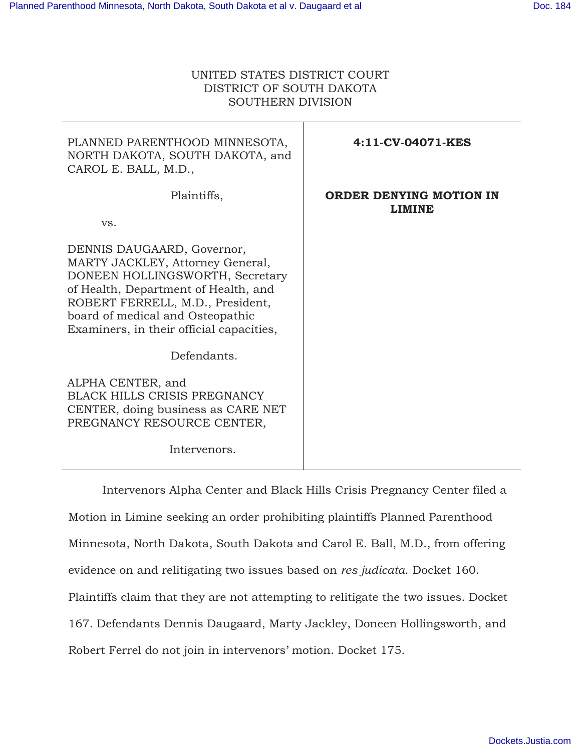UNITED STATES DISTRICT COURT
DISTRICT OF SOUTH DAKOTA
SOUTHERN DIVISION

| | |
|---|---|
| PLANNED PARENTHOOD MINNESOTA, NORTH DAKOTA, SOUTH DAKOTA, and CAROL E. BALL, M.D.,<br><br>Plaintiffs,<br><br>vs.<br><br>DENNIS DAUGAARD, Governor, MARTY JACKLEY, Attorney General, DONEEN HOLLINGSWORTH, Secretary of Health, Department of Health, and ROBERT FERRELL, M.D., President, board of medical and Osteopathic Examiners, in their official capacities,<br><br>Defendants.<br><br>ALPHA CENTER, and BLACK HILLS CRISIS PREGNANCY CENTER, doing business as CARE NET PREGNANCY RESOURCE CENTER,<br><br>Intervenors. | **4:11-CV-04071-KES**<br><br>**ORDER DENYING MOTION IN LIMINE** |

Intervenors Alpha Center and Black Hills Crisis Pregnancy Center filed a Motion in Limine seeking an order prohibiting plaintiffs Planned Parenthood Minnesota, North Dakota, South Dakota and Carol E. Ball, M.D., from offering evidence on and relitigating two issues based on *res judicata.* Docket 160. Plaintiffs claim that they are not attempting to relitigate the two issues. Docket 167. Defendants Dennis Daugaard, Marty Jackley, Doneen Hollingsworth, and Robert Ferrel do not join in intervenors' motion. Docket 175.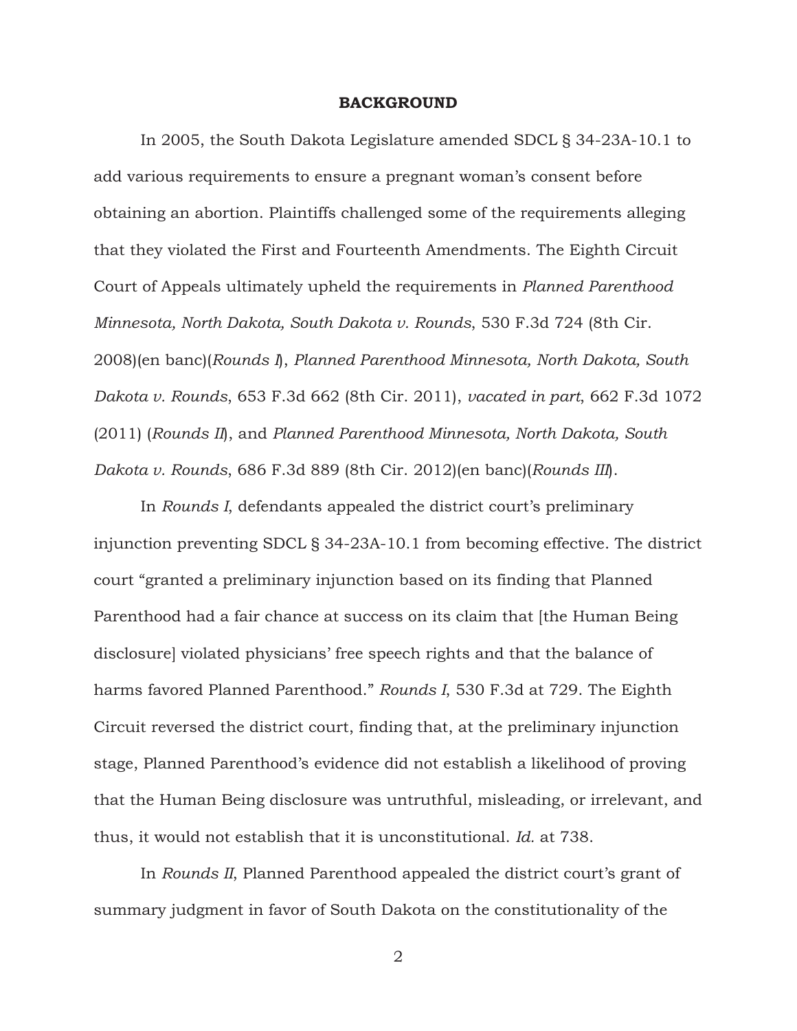**BACKGROUND**

In 2005, the South Dakota Legislature amended SDCL § 34-23A-10.1 to add various requirements to ensure a pregnant woman's consent before obtaining an abortion. Plaintiffs challenged some of the requirements alleging that they violated the First and Fourteenth Amendments. The Eighth Circuit Court of Appeals ultimately upheld the requirements in *Planned Parenthood Minnesota, North Dakota, South Dakota v. Rounds*, 530 F.3d 724 (8th Cir. 2008)(en banc)(*Rounds I*), *Planned Parenthood Minnesota, North Dakota, South Dakota v. Rounds*, 653 F.3d 662 (8th Cir. 2011), *vacated in part*, 662 F.3d 1072 (2011) (*Rounds II*), and *Planned Parenthood Minnesota, North Dakota, South Dakota v. Rounds*, 686 F.3d 889 (8th Cir. 2012)(en banc)(*Rounds III*).

In *Rounds I*, defendants appealed the district court's preliminary injunction preventing SDCL § 34-23A-10.1 from becoming effective. The district court "granted a preliminary injunction based on its finding that Planned Parenthood had a fair chance at success on its claim that [the Human Being disclosure] violated physicians' free speech rights and that the balance of harms favored Planned Parenthood." *Rounds I*, 530 F.3d at 729. The Eighth Circuit reversed the district court, finding that, at the preliminary injunction stage, Planned Parenthood's evidence did not establish a likelihood of proving that the Human Being disclosure was untruthful, misleading, or irrelevant, and thus, it would not establish that it is unconstitutional. *Id.* at 738.

In *Rounds II*, Planned Parenthood appealed the district court's grant of summary judgment in favor of South Dakota on the constitutionality of the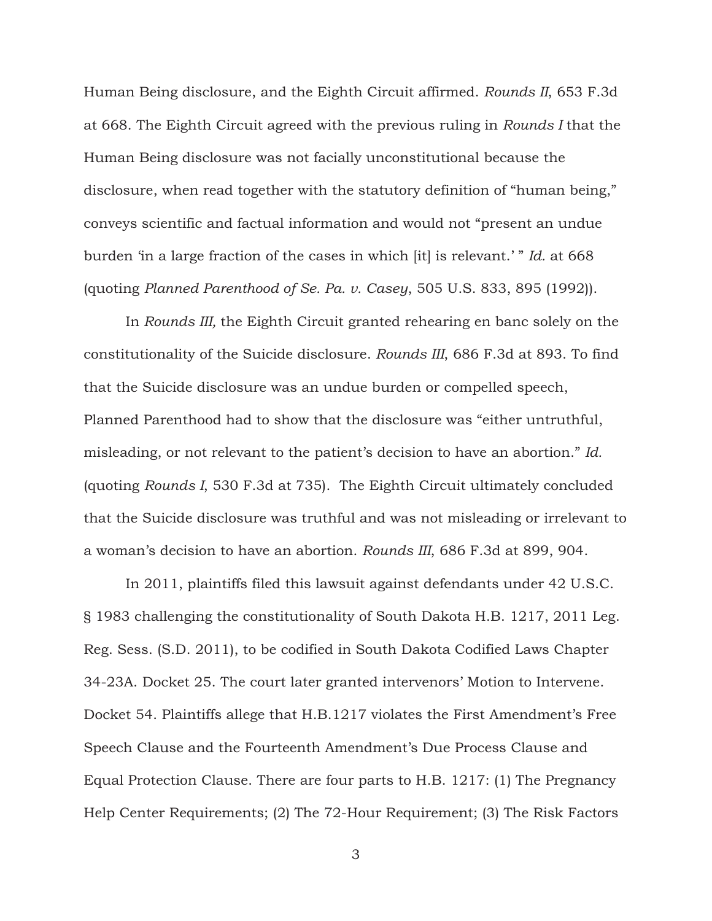Human Being disclosure, and the Eighth Circuit affirmed. *Rounds II*, 653 F.3d at 668. The Eighth Circuit agreed with the previous ruling in *Rounds I* that the Human Being disclosure was not facially unconstitutional because the disclosure, when read together with the statutory definition of "human being," conveys scientific and factual information and would not "present an undue burden 'in a large fraction of the cases in which [it] is relevant.' " *Id.* at 668 (quoting *Planned Parenthood of Se. Pa. v. Casey*, 505 U.S. 833, 895 (1992)).

In *Rounds III,* the Eighth Circuit granted rehearing en banc solely on the constitutionality of the Suicide disclosure. *Rounds III*, 686 F.3d at 893. To find that the Suicide disclosure was an undue burden or compelled speech, Planned Parenthood had to show that the disclosure was "either untruthful, misleading, or not relevant to the patient's decision to have an abortion." *Id.* (quoting *Rounds I*, 530 F.3d at 735). The Eighth Circuit ultimately concluded that the Suicide disclosure was truthful and was not misleading or irrelevant to a woman's decision to have an abortion. *Rounds III*, 686 F.3d at 899, 904.

In 2011, plaintiffs filed this lawsuit against defendants under 42 U.S.C. § 1983 challenging the constitutionality of South Dakota H.B. 1217, 2011 Leg. Reg. Sess. (S.D. 2011), to be codified in South Dakota Codified Laws Chapter 34-23A. Docket 25. The court later granted intervenors' Motion to Intervene. Docket 54. Plaintiffs allege that H.B.1217 violates the First Amendment's Free Speech Clause and the Fourteenth Amendment's Due Process Clause and Equal Protection Clause. There are four parts to H.B. 1217: (1) The Pregnancy Help Center Requirements; (2) The 72-Hour Requirement; (3) The Risk Factors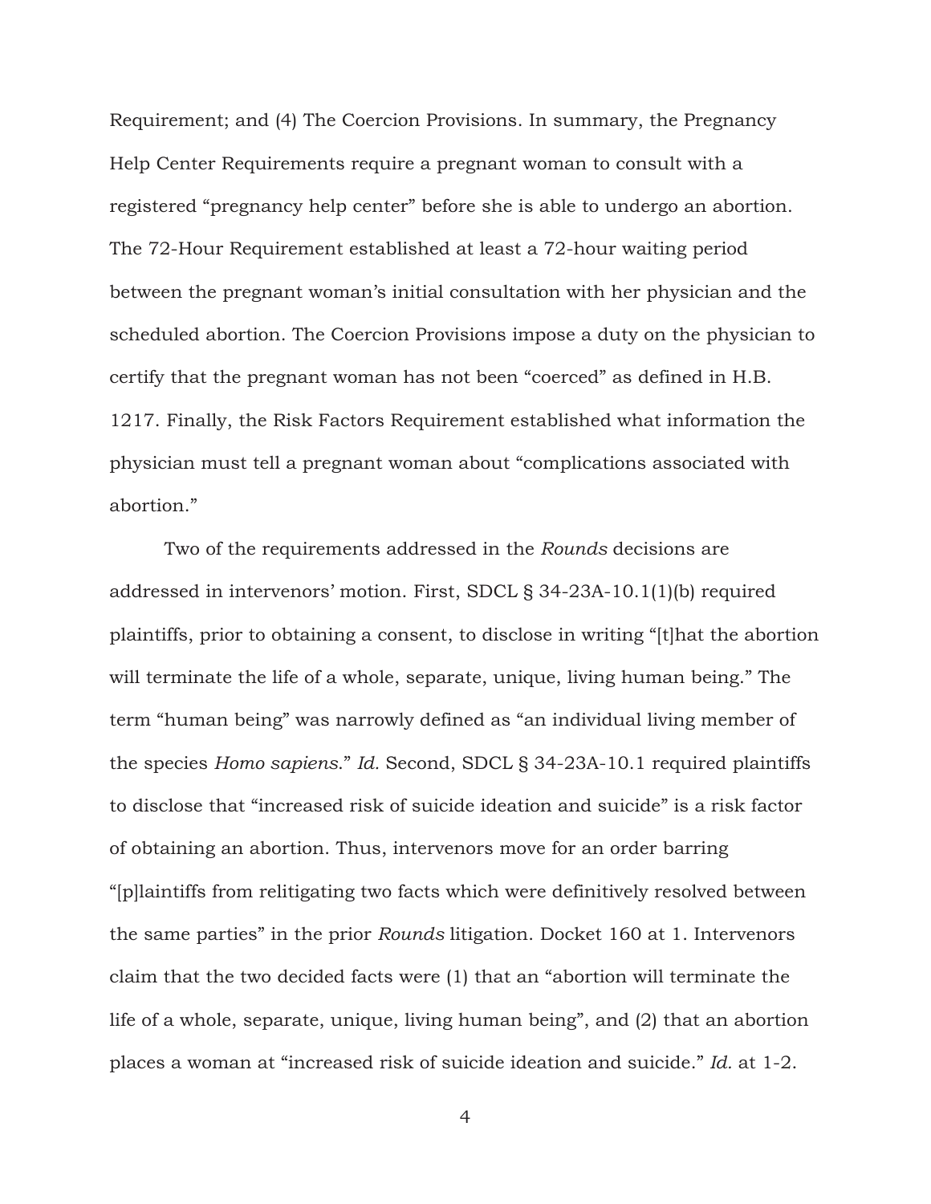Requirement; and (4) The Coercion Provisions. In summary, the Pregnancy Help Center Requirements require a pregnant woman to consult with a registered "pregnancy help center" before she is able to undergo an abortion. The 72-Hour Requirement established at least a 72-hour waiting period between the pregnant woman's initial consultation with her physician and the scheduled abortion. The Coercion Provisions impose a duty on the physician to certify that the pregnant woman has not been "coerced" as defined in H.B. 1217. Finally, the Risk Factors Requirement established what information the physician must tell a pregnant woman about "complications associated with abortion."

Two of the requirements addressed in the *Rounds* decisions are addressed in intervenors' motion. First, SDCL § 34-23A-10.1(1)(b) required plaintiffs, prior to obtaining a consent, to disclose in writing "[t]hat the abortion will terminate the life of a whole, separate, unique, living human being." The term "human being" was narrowly defined as "an individual living member of the species *Homo sapiens*." *Id.* Second, SDCL § 34-23A-10.1 required plaintiffs to disclose that "increased risk of suicide ideation and suicide" is a risk factor of obtaining an abortion. Thus, intervenors move for an order barring "[p]laintiffs from relitigating two facts which were definitively resolved between the same parties" in the prior *Rounds* litigation. Docket 160 at 1. Intervenors claim that the two decided facts were (1) that an "abortion will terminate the life of a whole, separate, unique, living human being", and (2) that an abortion places a woman at "increased risk of suicide ideation and suicide." *Id.* at 1-2.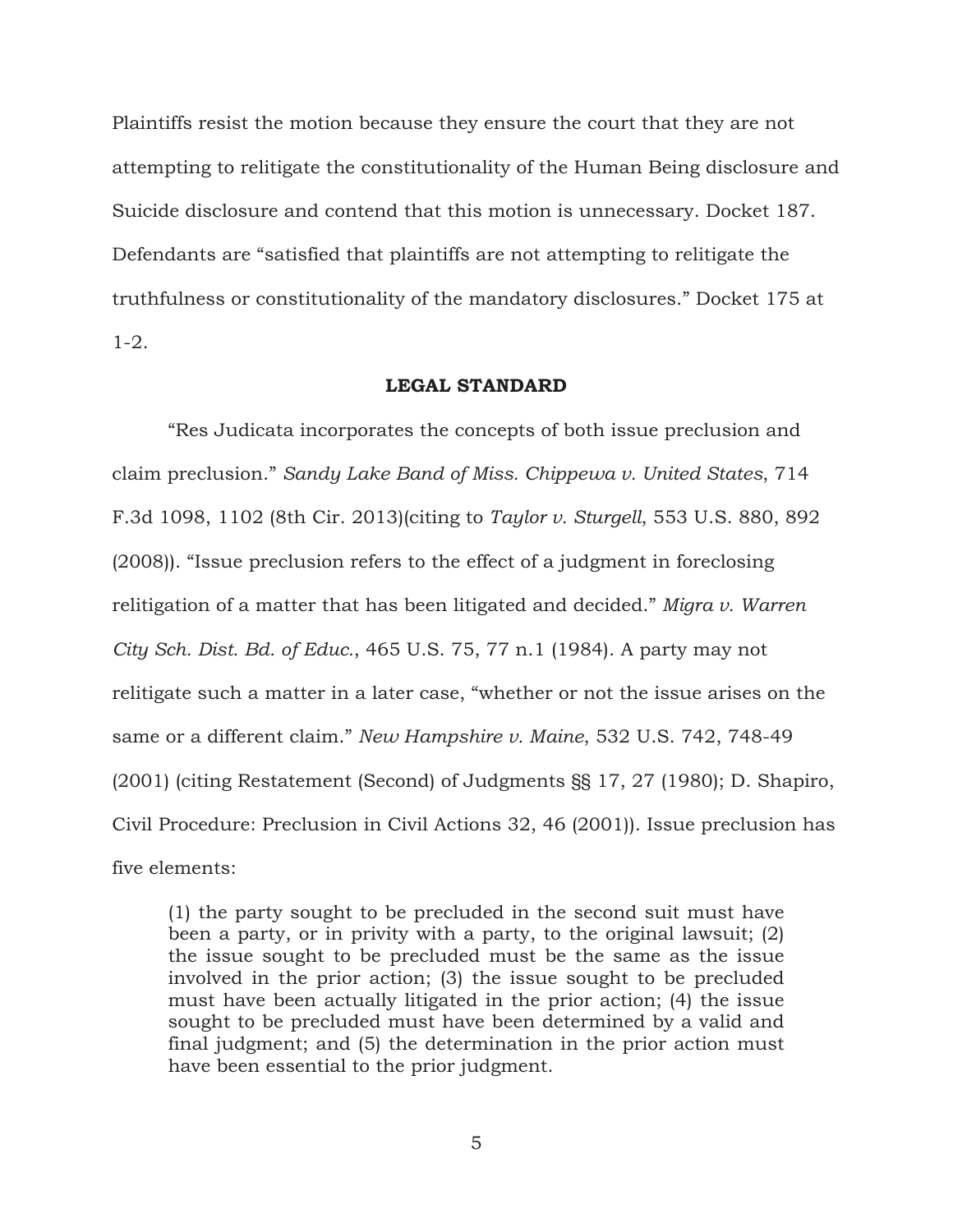Plaintiffs resist the motion because they ensure the court that they are not attempting to relitigate the constitutionality of the Human Being disclosure and Suicide disclosure and contend that this motion is unnecessary. Docket 187. Defendants are "satisfied that plaintiffs are not attempting to relitigate the truthfulness or constitutionality of the mandatory disclosures." Docket 175 at 1-2.

## LEGAL STANDARD

"Res Judicata incorporates the concepts of both issue preclusion and claim preclusion." *Sandy Lake Band of Miss. Chippewa v. United States*, 714 F.3d 1098, 1102 (8th Cir. 2013)(citing to *Taylor v. Sturgell*, 553 U.S. 880, 892 (2008)). "Issue preclusion refers to the effect of a judgment in foreclosing relitigation of a matter that has been litigated and decided." *Migra v. Warren City Sch. Dist. Bd. of Educ.*, 465 U.S. 75, 77 n.1 (1984). A party may not relitigate such a matter in a later case, "whether or not the issue arises on the same or a different claim." *New Hampshire v. Maine*, 532 U.S. 742, 748-49 (2001) (citing Restatement (Second) of Judgments §§ 17, 27 (1980); D. Shapiro, Civil Procedure: Preclusion in Civil Actions 32, 46 (2001)). Issue preclusion has five elements:

> (1) the party sought to be precluded in the second suit must have been a party, or in privity with a party, to the original lawsuit; (2) the issue sought to be precluded must be the same as the issue involved in the prior action; (3) the issue sought to be precluded must have been actually litigated in the prior action; (4) the issue sought to be precluded must have been determined by a valid and final judgment; and (5) the determination in the prior action must have been essential to the prior judgment.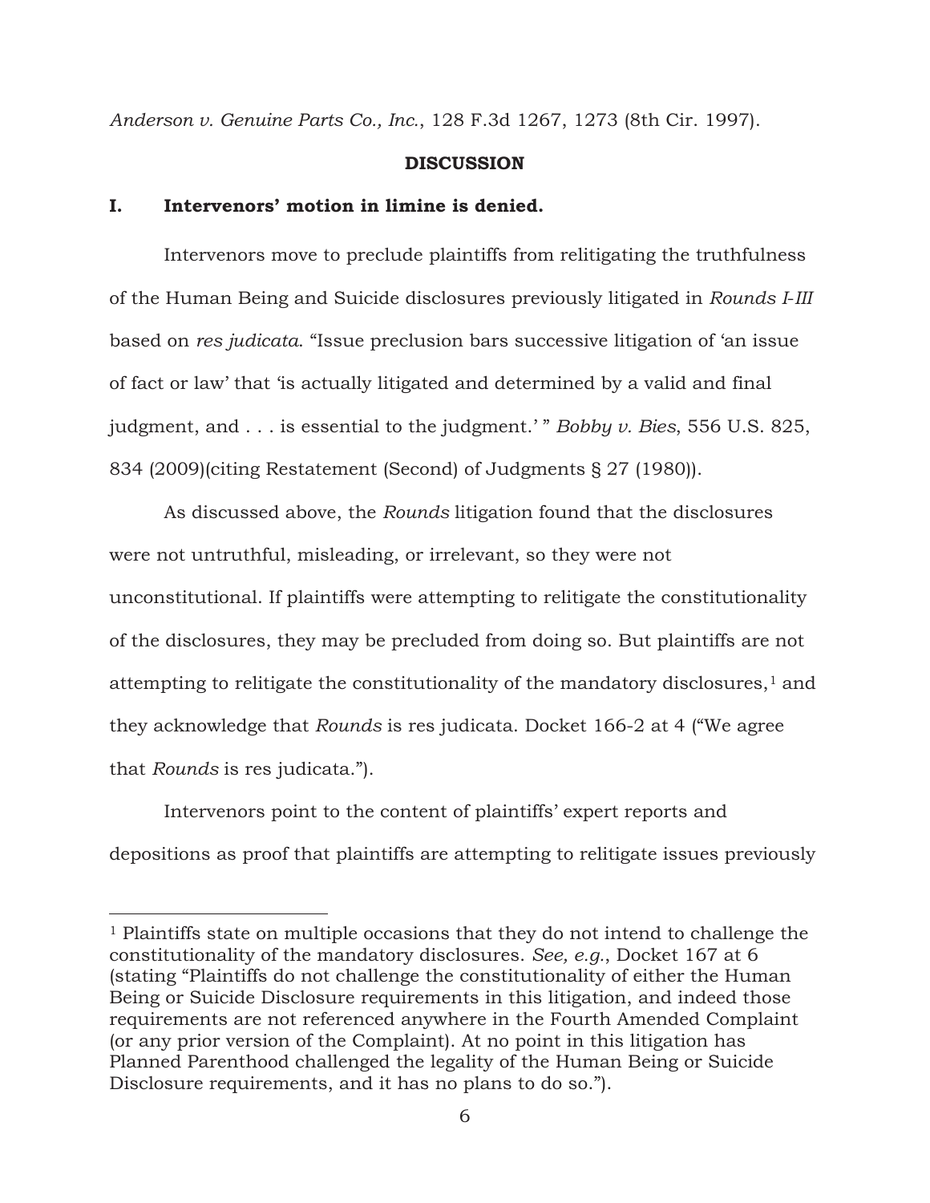*Anderson v. Genuine Parts Co., Inc.*, 128 F.3d 1267, 1273 (8th Cir. 1997).

## DISCUSSION

### I. Intervenors' motion in limine is denied.

Intervenors move to preclude plaintiffs from relitigating the truthfulness of the Human Being and Suicide disclosures previously litigated in *Rounds I-III* based on *res judicata.* "Issue preclusion bars successive litigation of 'an issue of fact or law' that 'is actually litigated and determined by a valid and final judgment, and . . . is essential to the judgment.' " *Bobby v. Bies*, 556 U.S. 825, 834 (2009)(citing Restatement (Second) of Judgments § 27 (1980)).

As discussed above, the *Rounds* litigation found that the disclosures were not untruthful, misleading, or irrelevant, so they were not unconstitutional. If plaintiffs were attempting to relitigate the constitutionality of the disclosures, they may be precluded from doing so. But plaintiffs are not attempting to relitigate the constitutionality of the mandatory disclosures,[1] and they acknowledge that *Rounds* is res judicata. Docket 166-2 at 4 ("We agree that *Rounds* is res judicata.").

Intervenors point to the content of plaintiffs' expert reports and depositions as proof that plaintiffs are attempting to relitigate issues previously

---

[1] Plaintiffs state on multiple occasions that they do not intend to challenge the constitutionality of the mandatory disclosures. *See, e.g.*, Docket 167 at 6 (stating "Plaintiffs do not challenge the constitutionality of either the Human Being or Suicide Disclosure requirements in this litigation, and indeed those requirements are not referenced anywhere in the Fourth Amended Complaint (or any prior version of the Complaint). At no point in this litigation has Planned Parenthood challenged the legality of the Human Being or Suicide Disclosure requirements, and it has no plans to do so.").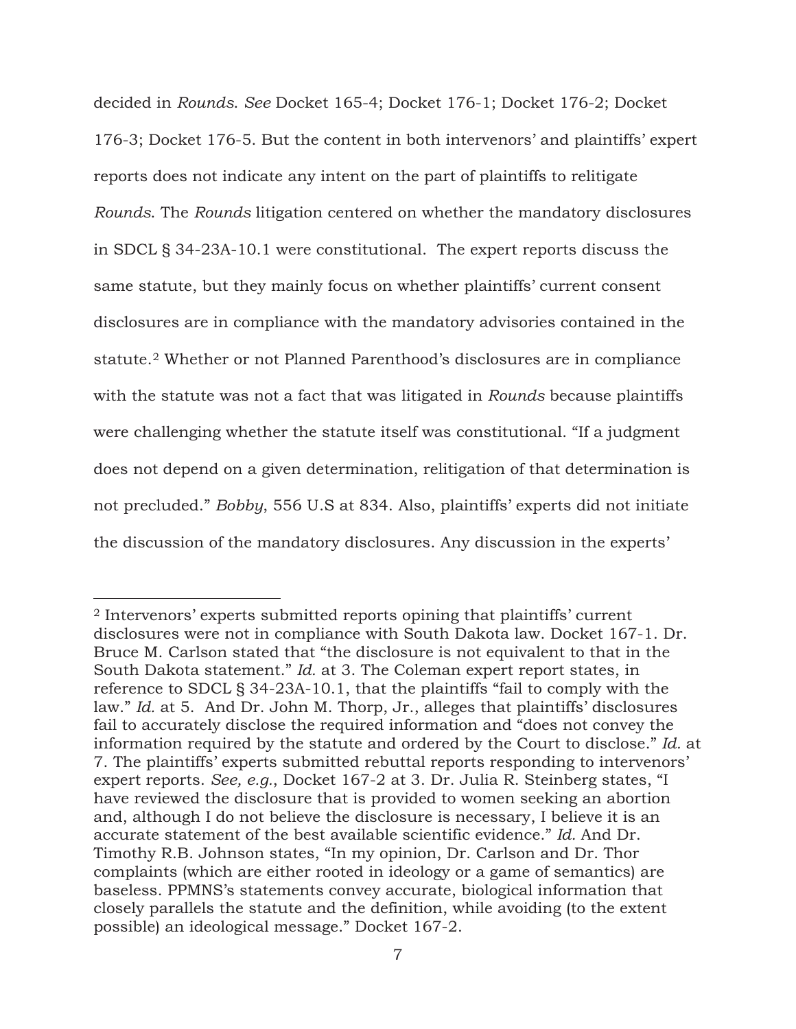decided in *Rounds*. *See* Docket 165-4; Docket 176-1; Docket 176-2; Docket 176-3; Docket 176-5. But the content in both intervenors' and plaintiffs' expert reports does not indicate any intent on the part of plaintiffs to relitigate *Rounds*. The *Rounds* litigation centered on whether the mandatory disclosures in SDCL § 34-23A-10.1 were constitutional. The expert reports discuss the same statute, but they mainly focus on whether plaintiffs' current consent disclosures are in compliance with the mandatory advisories contained in the statute.[2] Whether or not Planned Parenthood's disclosures are in compliance with the statute was not a fact that was litigated in *Rounds* because plaintiffs were challenging whether the statute itself was constitutional. "If a judgment does not depend on a given determination, relitigation of that determination is not precluded." *Bobby*, 556 U.S at 834. Also, plaintiffs' experts did not initiate the discussion of the mandatory disclosures. Any discussion in the experts'

---

[2] Intervenors' experts submitted reports opining that plaintiffs' current disclosures were not in compliance with South Dakota law. Docket 167-1. Dr. Bruce M. Carlson stated that "the disclosure is not equivalent to that in the South Dakota statement." *Id.* at 3. The Coleman expert report states, in reference to SDCL § 34-23A-10.1, that the plaintiffs "fail to comply with the law." *Id.* at 5. And Dr. John M. Thorp, Jr., alleges that plaintiffs' disclosures fail to accurately disclose the required information and "does not convey the information required by the statute and ordered by the Court to disclose." *Id.* at 7. The plaintiffs' experts submitted rebuttal reports responding to intervenors' expert reports. *See, e.g.*, Docket 167-2 at 3. Dr. Julia R. Steinberg states, "I have reviewed the disclosure that is provided to women seeking an abortion and, although I do not believe the disclosure is necessary, I believe it is an accurate statement of the best available scientific evidence." *Id.* And Dr. Timothy R.B. Johnson states, "In my opinion, Dr. Carlson and Dr. Thor complaints (which are either rooted in ideology or a game of semantics) are baseless. PPMNS's statements convey accurate, biological information that closely parallels the statute and the definition, while avoiding (to the extent possible) an ideological message." Docket 167-2.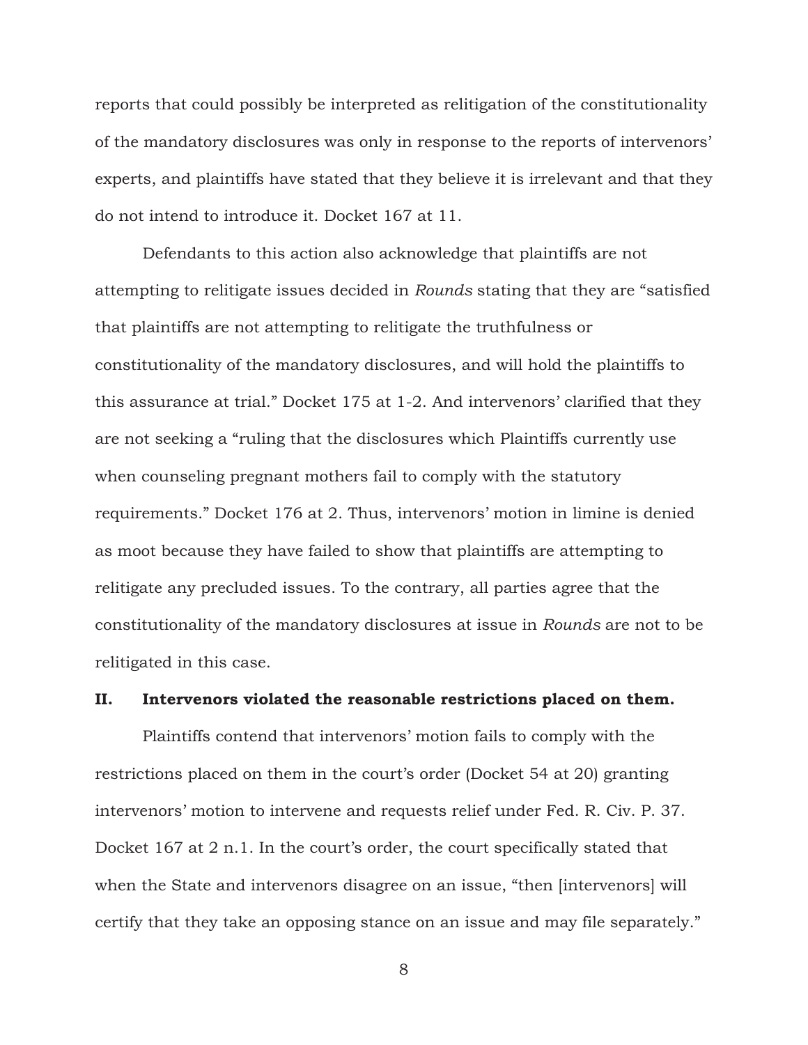reports that could possibly be interpreted as relitigation of the constitutionality of the mandatory disclosures was only in response to the reports of intervenors' experts, and plaintiffs have stated that they believe it is irrelevant and that they do not intend to introduce it. Docket 167 at 11.

Defendants to this action also acknowledge that plaintiffs are not attempting to relitigate issues decided in *Rounds* stating that they are "satisfied that plaintiffs are not attempting to relitigate the truthfulness or constitutionality of the mandatory disclosures, and will hold the plaintiffs to this assurance at trial." Docket 175 at 1-2. And intervenors' clarified that they are not seeking a "ruling that the disclosures which Plaintiffs currently use when counseling pregnant mothers fail to comply with the statutory requirements." Docket 176 at 2. Thus, intervenors' motion in limine is denied as moot because they have failed to show that plaintiffs are attempting to relitigate any precluded issues. To the contrary, all parties agree that the constitutionality of the mandatory disclosures at issue in *Rounds* are not to be relitigated in this case.

## II. Intervenors violated the reasonable restrictions placed on them.

Plaintiffs contend that intervenors' motion fails to comply with the restrictions placed on them in the court's order (Docket 54 at 20) granting intervenors' motion to intervene and requests relief under Fed. R. Civ. P. 37. Docket 167 at 2 n.1. In the court's order, the court specifically stated that when the State and intervenors disagree on an issue, "then [intervenors] will certify that they take an opposing stance on an issue and may file separately."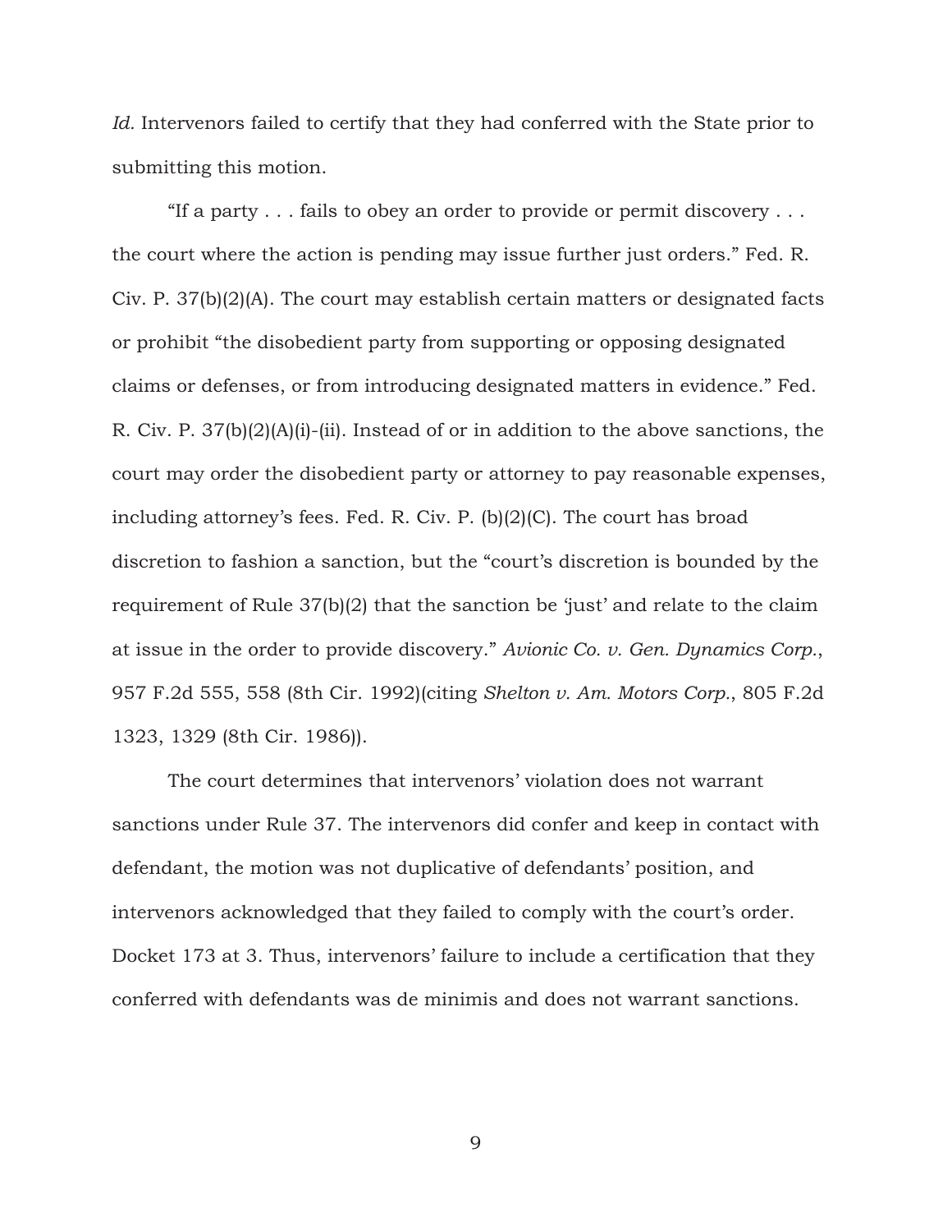*Id.* Intervenors failed to certify that they had conferred with the State prior to submitting this motion.

"If a party . . . fails to obey an order to provide or permit discovery . . . the court where the action is pending may issue further just orders." Fed. R. Civ. P. 37(b)(2)(A). The court may establish certain matters or designated facts or prohibit "the disobedient party from supporting or opposing designated claims or defenses, or from introducing designated matters in evidence." Fed. R. Civ. P. 37(b)(2)(A)(i)-(ii). Instead of or in addition to the above sanctions, the court may order the disobedient party or attorney to pay reasonable expenses, including attorney's fees. Fed. R. Civ. P. (b)(2)(C). The court has broad discretion to fashion a sanction, but the "court's discretion is bounded by the requirement of Rule 37(b)(2) that the sanction be 'just' and relate to the claim at issue in the order to provide discovery." *Avionic Co. v. Gen. Dynamics Corp.*, 957 F.2d 555, 558 (8th Cir. 1992)(citing *Shelton v. Am. Motors Corp.*, 805 F.2d 1323, 1329 (8th Cir. 1986)).

The court determines that intervenors' violation does not warrant sanctions under Rule 37. The intervenors did confer and keep in contact with defendant, the motion was not duplicative of defendants' position, and intervenors acknowledged that they failed to comply with the court's order. Docket 173 at 3. Thus, intervenors' failure to include a certification that they conferred with defendants was de minimis and does not warrant sanctions.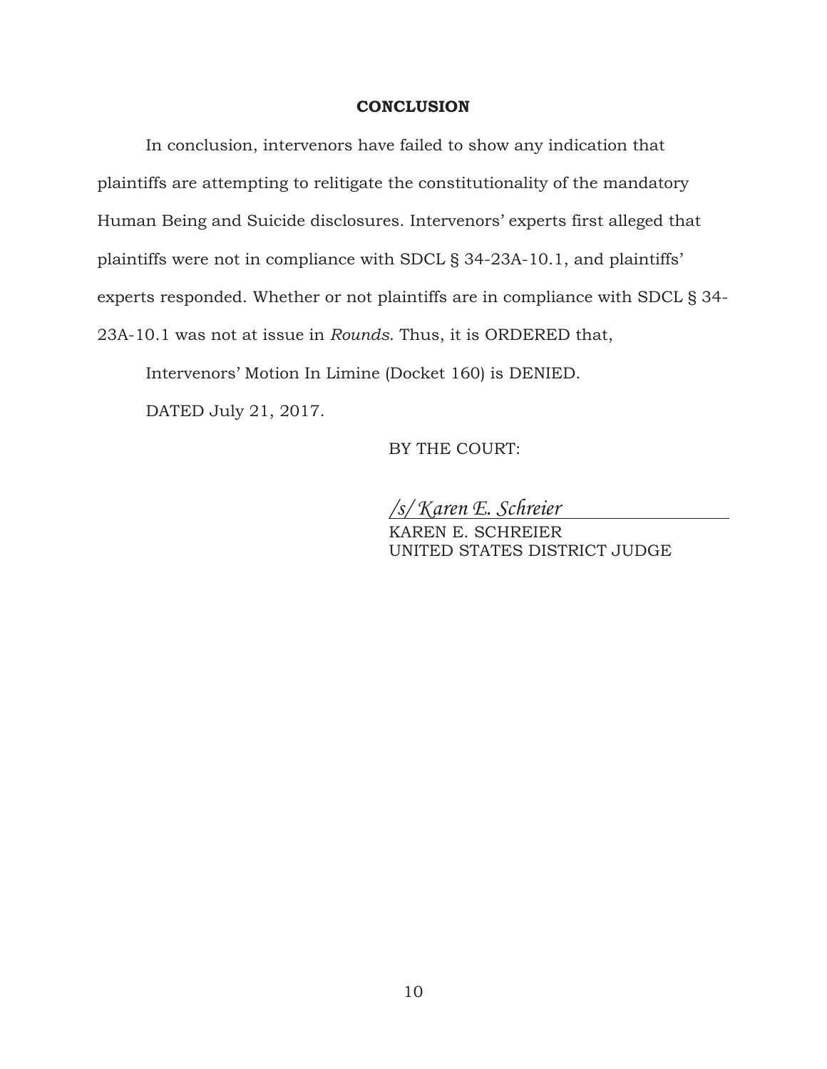## CONCLUSION

In conclusion, intervenors have failed to show any indication that plaintiffs are attempting to relitigate the constitutionality of the mandatory Human Being and Suicide disclosures. Intervenors' experts first alleged that plaintiffs were not in compliance with SDCL § 34-23A-10.1, and plaintiffs' experts responded. Whether or not plaintiffs are in compliance with SDCL § 34-23A-10.1 was not at issue in *Rounds*. Thus, it is ORDERED that,

Intervenors' Motion In Limine (Docket 160) is DENIED.

DATED July 21, 2017.

BY THE COURT:

*/s/ Karen E. Schreier*
KAREN E. SCHREIER
UNITED STATES DISTRICT JUDGE